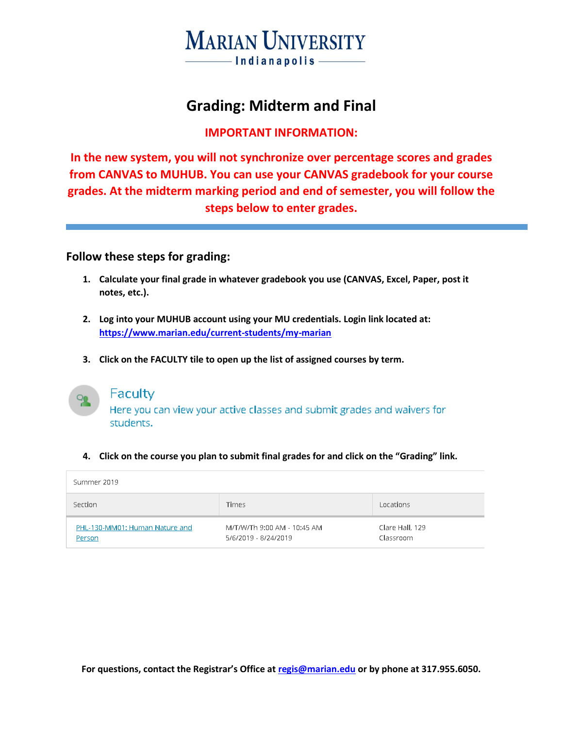# MARIAN UNIVERSITY

Indianapolis

## Grading: Midterm and Final

**IMPORTANT INFORMATION:**

**In the new system, you will not synchronize over percentage scores and grades from CANVAS to MUHUB. You can use your CANVAS gradebook for your course grades. At the midterm marking period and end of semester, you will follow the steps below to enter grades.**

### Follow these steps for grading:

1. **Calculate your final grade in whatever gradebook you use (CANVAS, Excel, Paper, post it notes, etc.).**

2. **Log into your MUHUB account using your MU credentials. Login link located at: https://www.marian.edu/current-students/my-marian**

3. **Click on the FACULTY tile to open up the list of assigned courses by term.**

Faculty

Here you can view your active classes and submit grades and waivers for students.

4. **Click on the course you plan to submit final grades for and click on the "Grading" link.**

Summer 2019

| Section | Times | Locations |
|---|---|---|
| PHL-130-MM01: Human Nature and Person | M/T/W/Th 9:00 AM - 10:45 AM<br>5/6/2019 - 8/24/2019 | Clare Hall, 129<br>Classroom |

**For questions, contact the Registrar's Office at regis@marian.edu or by phone at 317.955.6050.**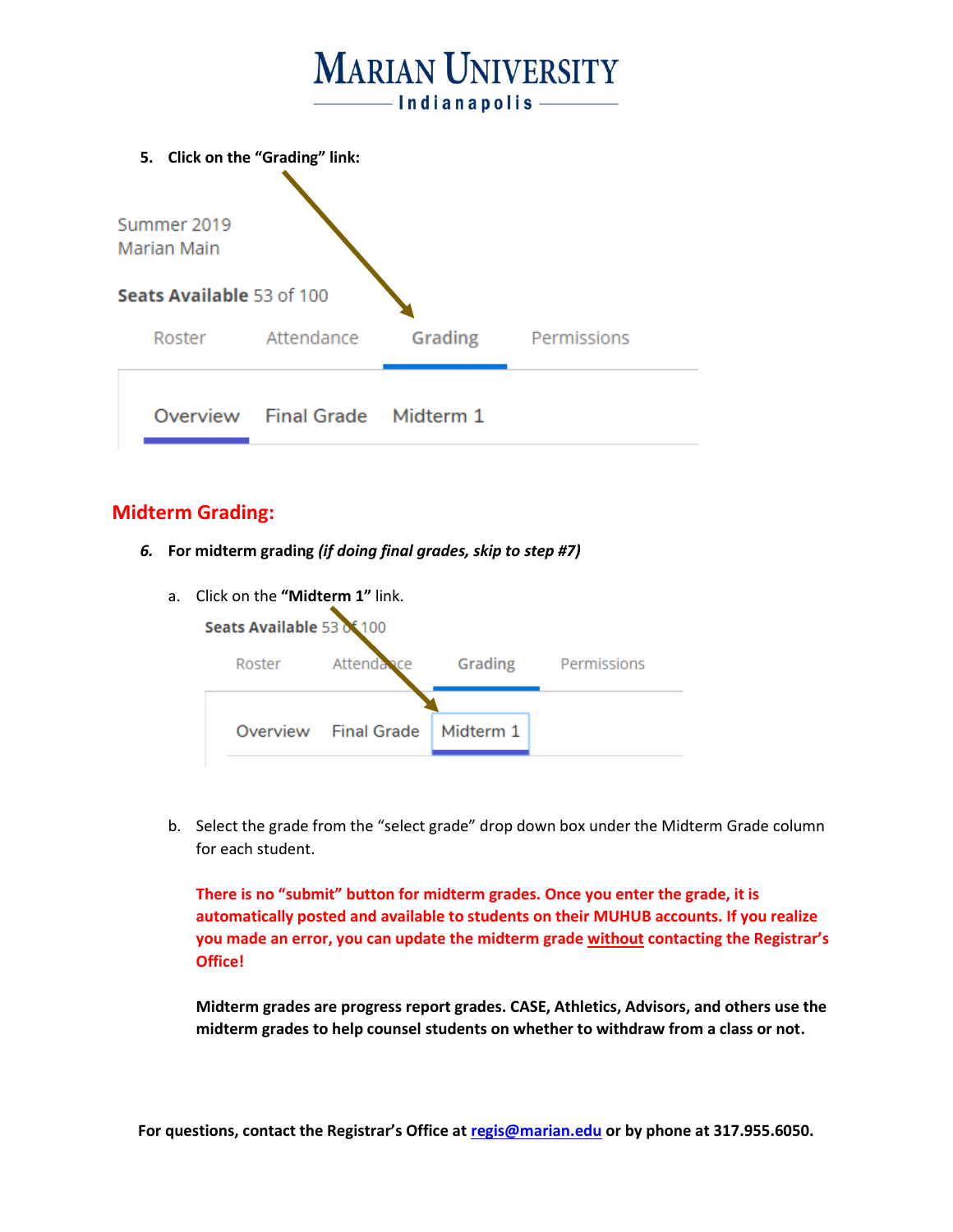5. **Click on the "Grading" link:**

Summer 2019
Marian Main

**Seats Available** 53 of 100

Roster Attendance Grading Permissions

Overview Final Grade Midterm 1

## Midterm Grading:

6. ***For midterm grading (if doing final grades, skip to step #7)***

   a. Click on the **"Midterm 1"** link.

   **Seats Available** 53 of 100

   Roster Attendance Grading Permissions

   Overview Final Grade Midterm 1

   b. Select the grade from the "select grade" drop down box under the Midterm Grade column for each student.

   **There is no "submit" button for midterm grades. Once you enter the grade, it is automatically posted and available to students on their MUHUB accounts. If you realize you made an error, you can update the midterm grade <u>without</u> contacting the Registrar's Office!**

   **Midterm grades are progress report grades. CASE, Athletics, Advisors, and others use the midterm grades to help counsel students on whether to withdraw from a class or not.**

**For questions, contact the Registrar's Office at [regis@marian.edu](mailto:regis@marian.edu) or by phone at 317.955.6050.**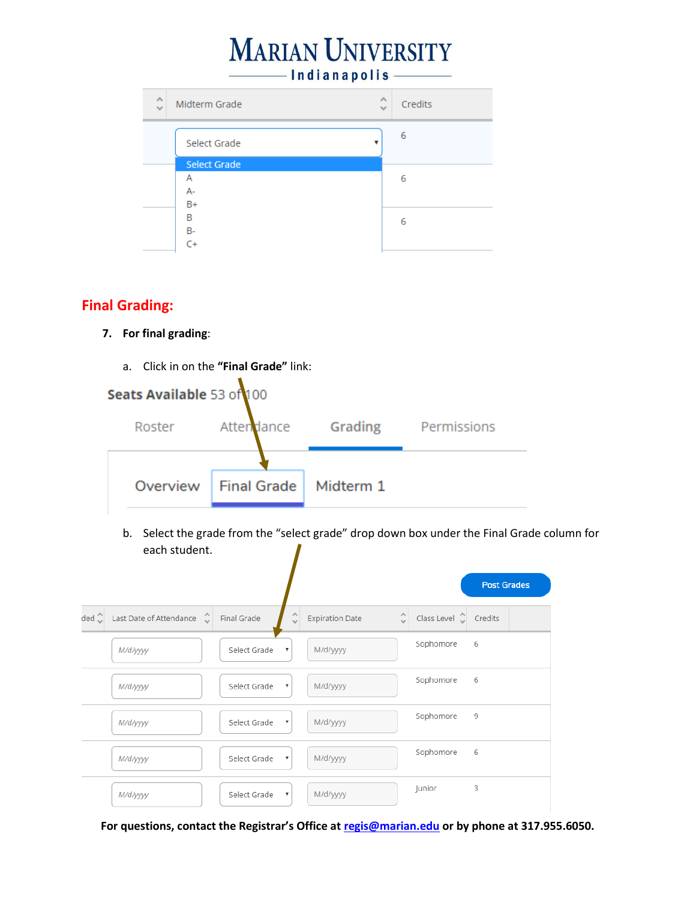## Final Grading:

7. **For final grading**:

   a. Click in on the **"Final Grade"** link:

   b. Select the grade from the "select grade" drop down box under the Final Grade column for each student.

**For questions, contact the Registrar's Office at regis@marian.edu or by phone at 317.955.6050.**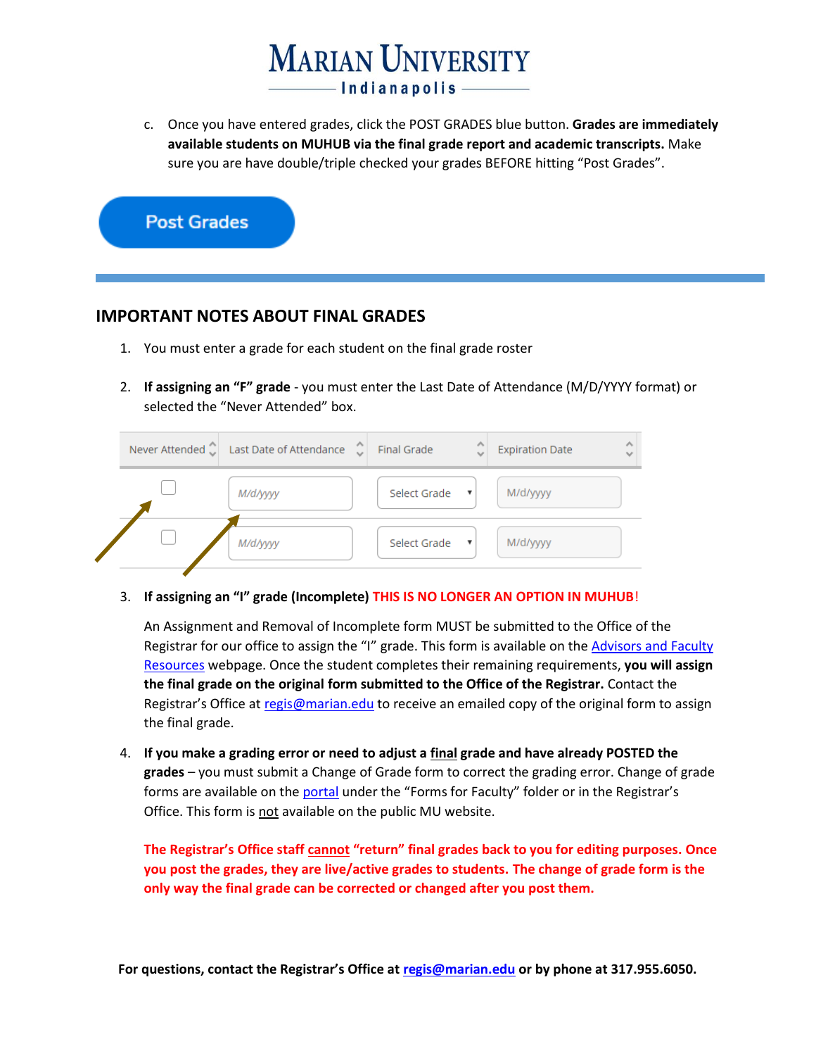c. Once you have entered grades, click the POST GRADES blue button. **Grades are immediately available students on MUHUB via the final grade report and academic transcripts.** Make sure you are have double/triple checked your grades BEFORE hitting "Post Grades".

Post Grades

## IMPORTANT NOTES ABOUT FINAL GRADES

1. You must enter a grade for each student on the final grade roster

2. **If assigning an "F" grade** - you must enter the Last Date of Attendance (M/D/YYYY format) or selected the "Never Attended" box.

| Never Attended | Last Date of Attendance | Final Grade | Expiration Date |
|---|---|---|---|
| ☐ | M/d/yyyy | Select Grade | M/d/yyyy |
| ☐ | M/d/yyyy | Select Grade | M/d/yyyy |

3. **If assigning an "I" grade (Incomplete) THIS IS NO LONGER AN OPTION IN MUHUB!**

   An Assignment and Removal of Incomplete form MUST be submitted to the Office of the Registrar for our office to assign the "I" grade. This form is available on the Advisors and Faculty Resources webpage. Once the student completes their remaining requirements, **you will assign the final grade on the original form submitted to the Office of the Registrar.** Contact the Registrar's Office at regis@marian.edu to receive an emailed copy of the original form to assign the final grade.

4. **If you make a grading error or need to adjust a final grade and have already POSTED the grades** – you must submit a Change of Grade form to correct the grading error. Change of grade forms are available on the portal under the "Forms for Faculty" folder or in the Registrar's Office. This form is not available on the public MU website.

   **The Registrar's Office staff cannot "return" final grades back to you for editing purposes. Once you post the grades, they are live/active grades to students. The change of grade form is the only way the final grade can be corrected or changed after you post them.**

**For questions, contact the Registrar's Office at regis@marian.edu or by phone at 317.955.6050.**